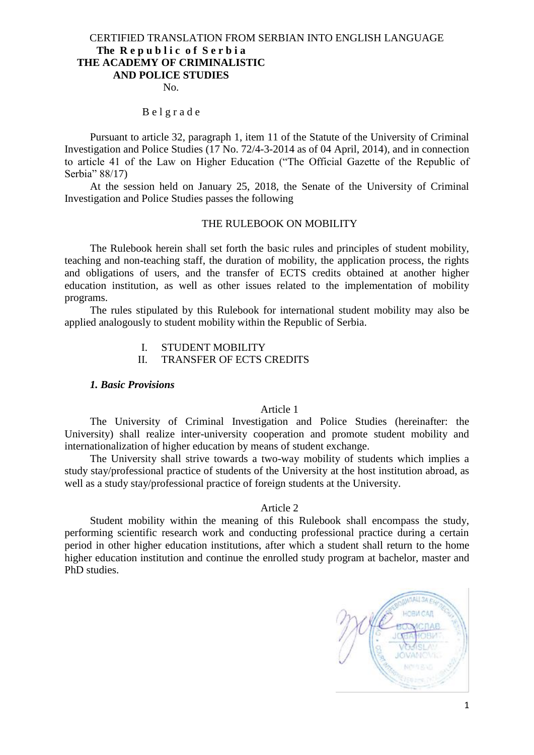CERTIFIED TRANSLATION FROM SERBIAN INTO ENGLISH LANGUAGE

**The R e p u b l i c o f S e r b i a**
**THE ACADEMY OF CRIMINALISTIC AND POLICE STUDIES**
No.

B e l g r a d e

Pursuant to article 32, paragraph 1, item 11 of the Statute of the University of Criminal Investigation and Police Studies (17 No. 72/4-3-2014 as of 04 April, 2014), and in connection to article 41 of the Law on Higher Education ("The Official Gazette of the Republic of Serbia" 88/17)

At the session held on January 25, 2018, the Senate of the University of Criminal Investigation and Police Studies passes the following

# THE RULEBOOK ON MOBILITY

The Rulebook herein shall set forth the basic rules and principles of student mobility, teaching and non-teaching staff, the duration of mobility, the application process, the rights and obligations of users, and the transfer of ECTS credits obtained at another higher education institution, as well as other issues related to the implementation of mobility programs.

The rules stipulated by this Rulebook for international student mobility may also be applied analogously to student mobility within the Republic of Serbia.

I. STUDENT MOBILITY
II. TRANSFER OF ECTS CREDITS

### *1. Basic Provisions*

Article 1

The University of Criminal Investigation and Police Studies (hereinafter: the University) shall realize inter-university cooperation and promote student mobility and internationalization of higher education by means of student exchange.

The University shall strive towards a two-way mobility of students which implies a study stay/professional practice of students of the University at the host institution abroad, as well as a study stay/professional practice of foreign students at the University.

Article 2

Student mobility within the meaning of this Rulebook shall encompass the study, performing scientific research work and conducting professional practice during a certain period in other higher education institutions, after which a student shall return to the home higher education institution and continue the enrolled study program at bachelor, master and PhD studies.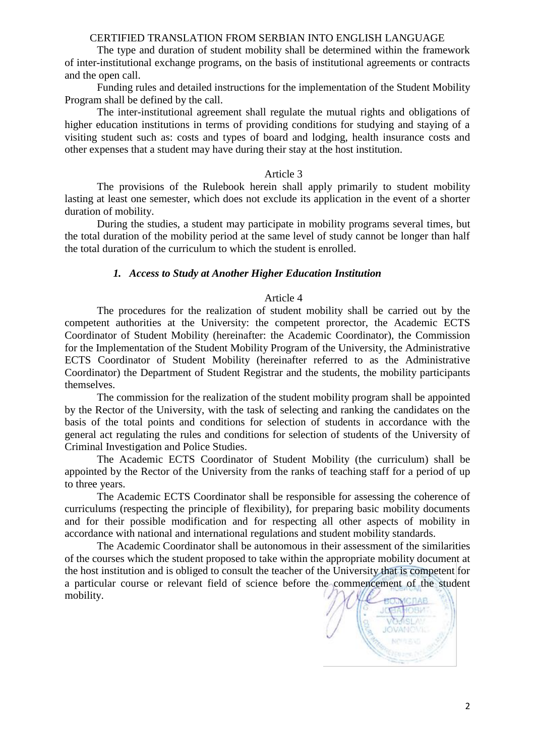CERTIFIED TRANSLATION FROM SERBIAN INTO ENGLISH LANGUAGE

The type and duration of student mobility shall be determined within the framework of inter-institutional exchange programs, on the basis of institutional agreements or contracts and the open call.

Funding rules and detailed instructions for the implementation of the Student Mobility Program shall be defined by the call.

The inter-institutional agreement shall regulate the mutual rights and obligations of higher education institutions in terms of providing conditions for studying and staying of a visiting student such as: costs and types of board and lodging, health insurance costs and other expenses that a student may have during their stay at the host institution.

Article 3

The provisions of the Rulebook herein shall apply primarily to student mobility lasting at least one semester, which does not exclude its application in the event of a shorter duration of mobility.

During the studies, a student may participate in mobility programs several times, but the total duration of the mobility period at the same level of study cannot be longer than half the total duration of the curriculum to which the student is enrolled.

### *1. Access to Study at Another Higher Education Institution*

Article 4

The procedures for the realization of student mobility shall be carried out by the competent authorities at the University: the competent prorector, the Academic ECTS Coordinator of Student Mobility (hereinafter: the Academic Coordinator), the Commission for the Implementation of the Student Mobility Program of the University, the Administrative ECTS Coordinator of Student Mobility (hereinafter referred to as the Administrative Coordinator) the Department of Student Registrar and the students, the mobility participants themselves.

The commission for the realization of the student mobility program shall be appointed by the Rector of the University, with the task of selecting and ranking the candidates on the basis of the total points and conditions for selection of students in accordance with the general act regulating the rules and conditions for selection of students of the University of Criminal Investigation and Police Studies.

The Academic ECTS Coordinator of Student Mobility (the curriculum) shall be appointed by the Rector of the University from the ranks of teaching staff for a period of up to three years.

The Academic ECTS Coordinator shall be responsible for assessing the coherence of curriculums (respecting the principle of flexibility), for preparing basic mobility documents and for their possible modification and for respecting all other aspects of mobility in accordance with national and international regulations and student mobility standards.

The Academic Coordinator shall be autonomous in their assessment of the similarities of the courses which the student proposed to take within the appropriate mobility document at the host institution and is obliged to consult the teacher of the University that is competent for a particular course or relevant field of science before the commencement of the student mobility.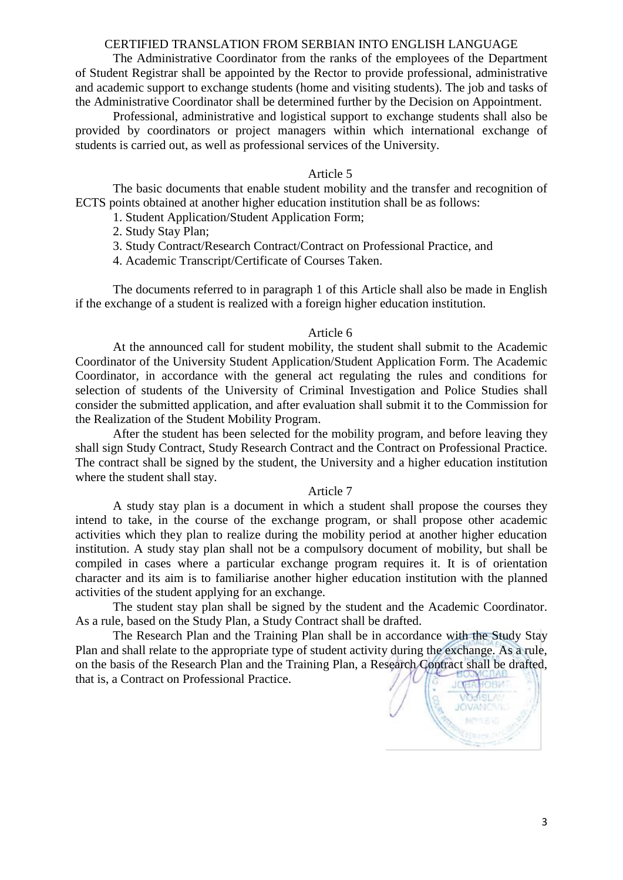CERTIFIED TRANSLATION FROM SERBIAN INTO ENGLISH LANGUAGE

The Administrative Coordinator from the ranks of the employees of the Department of Student Registrar shall be appointed by the Rector to provide professional, administrative and academic support to exchange students (home and visiting students). The job and tasks of the Administrative Coordinator shall be determined further by the Decision on Appointment.

Professional, administrative and logistical support to exchange students shall also be provided by coordinators or project managers within which international exchange of students is carried out, as well as professional services of the University.

Article 5

The basic documents that enable student mobility and the transfer and recognition of ECTS points obtained at another higher education institution shall be as follows:

1. Student Application/Student Application Form;
2. Study Stay Plan;
3. Study Contract/Research Contract/Contract on Professional Practice, and
4. Academic Transcript/Certificate of Courses Taken.

The documents referred to in paragraph 1 of this Article shall also be made in English if the exchange of a student is realized with a foreign higher education institution.

Article 6

At the announced call for student mobility, the student shall submit to the Academic Coordinator of the University Student Application/Student Application Form. The Academic Coordinator, in accordance with the general act regulating the rules and conditions for selection of students of the University of Criminal Investigation and Police Studies shall consider the submitted application, and after evaluation shall submit it to the Commission for the Realization of the Student Mobility Program.

After the student has been selected for the mobility program, and before leaving they shall sign Study Contract, Study Research Contract and the Contract on Professional Practice. The contract shall be signed by the student, the University and a higher education institution where the student shall stay.

Article 7

A study stay plan is a document in which a student shall propose the courses they intend to take, in the course of the exchange program, or shall propose other academic activities which they plan to realize during the mobility period at another higher education institution. A study stay plan shall not be a compulsory document of mobility, but shall be compiled in cases where a particular exchange program requires it. It is of orientation character and its aim is to familiarise another higher education institution with the planned activities of the student applying for an exchange.

The student stay plan shall be signed by the student and the Academic Coordinator. As a rule, based on the Study Plan, a Study Contract shall be drafted.

The Research Plan and the Training Plan shall be in accordance with the Study Stay Plan and shall relate to the appropriate type of student activity during the exchange. As a rule, on the basis of the Research Plan and the Training Plan, a Research Contract shall be drafted, that is, a Contract on Professional Practice.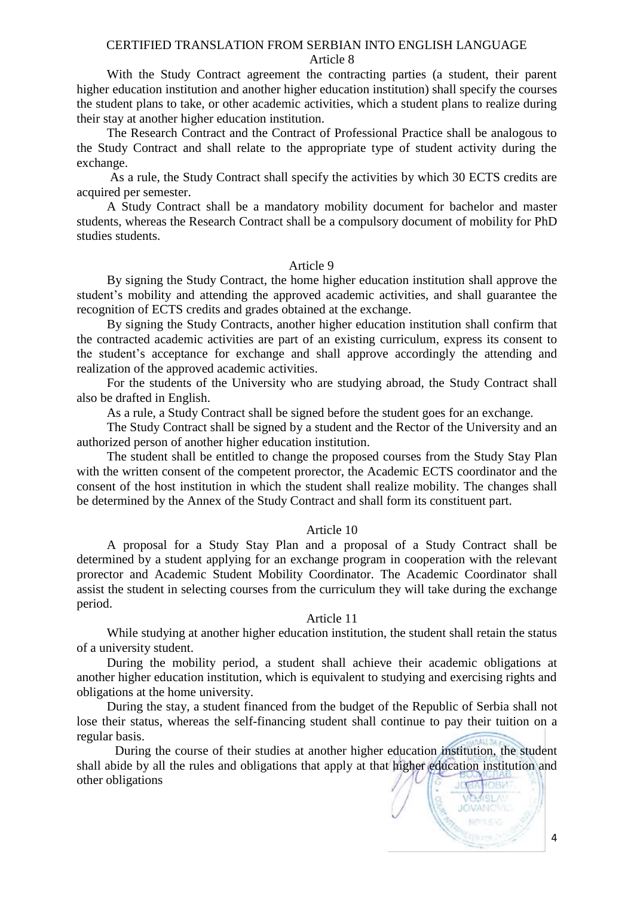CERTIFIED TRANSLATION FROM SERBIAN INTO ENGLISH LANGUAGE

Article 8

With the Study Contract agreement the contracting parties (a student, their parent higher education institution and another higher education institution) shall specify the courses the student plans to take, or other academic activities, which a student plans to realize during their stay at another higher education institution.

The Research Contract and the Contract of Professional Practice shall be analogous to the Study Contract and shall relate to the appropriate type of student activity during the exchange.

As a rule, the Study Contract shall specify the activities by which 30 ECTS credits are acquired per semester.

A Study Contract shall be a mandatory mobility document for bachelor and master students, whereas the Research Contract shall be a compulsory document of mobility for PhD studies students.

Article 9

By signing the Study Contract, the home higher education institution shall approve the student's mobility and attending the approved academic activities, and shall guarantee the recognition of ECTS credits and grades obtained at the exchange.

By signing the Study Contracts, another higher education institution shall confirm that the contracted academic activities are part of an existing curriculum, express its consent to the student's acceptance for exchange and shall approve accordingly the attending and realization of the approved academic activities.

For the students of the University who are studying abroad, the Study Contract shall also be drafted in English.

As a rule, a Study Contract shall be signed before the student goes for an exchange.

The Study Contract shall be signed by a student and the Rector of the University and an authorized person of another higher education institution.

The student shall be entitled to change the proposed courses from the Study Stay Plan with the written consent of the competent prorector, the Academic ECTS coordinator and the consent of the host institution in which the student shall realize mobility. The changes shall be determined by the Annex of the Study Contract and shall form its constituent part.

Article 10

A proposal for a Study Stay Plan and a proposal of a Study Contract shall be determined by a student applying for an exchange program in cooperation with the relevant prorector and Academic Student Mobility Coordinator. The Academic Coordinator shall assist the student in selecting courses from the curriculum they will take during the exchange period.

Article 11

While studying at another higher education institution, the student shall retain the status of a university student.

During the mobility period, a student shall achieve their academic obligations at another higher education institution, which is equivalent to studying and exercising rights and obligations at the home university.

During the stay, a student financed from the budget of the Republic of Serbia shall not lose their status, whereas the self-financing student shall continue to pay their tuition on a regular basis.

During the course of their studies at another higher education institution, the student shall abide by all the rules and obligations that apply at that higher education institution and other obligations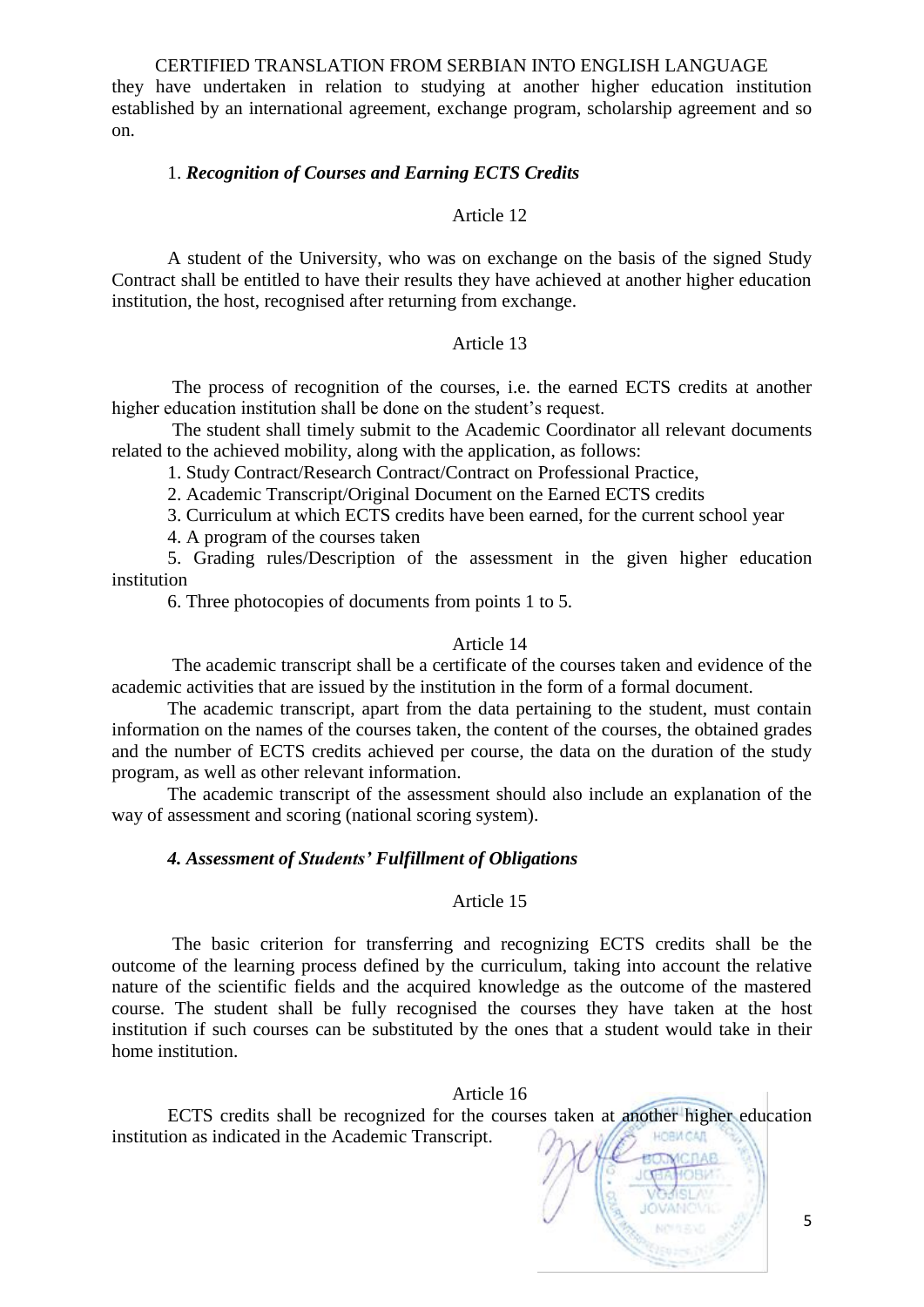CERTIFIED TRANSLATION FROM SERBIAN INTO ENGLISH LANGUAGE

they have undertaken in relation to studying at another higher education institution established by an international agreement, exchange program, scholarship agreement and so on.

### 1. *Recognition of Courses and Earning ECTS Credits*

Article 12

A student of the University, who was on exchange on the basis of the signed Study Contract shall be entitled to have their results they have achieved at another higher education institution, the host, recognised after returning from exchange.

Article 13

The process of recognition of the courses, i.e. the earned ECTS credits at another higher education institution shall be done on the student's request.

The student shall timely submit to the Academic Coordinator all relevant documents related to the achieved mobility, along with the application, as follows:

1. Study Contract/Research Contract/Contract on Professional Practice,
2. Academic Transcript/Original Document on the Earned ECTS credits
3. Curriculum at which ECTS credits have been earned, for the current school year
4. A program of the courses taken
5. Grading rules/Description of the assessment in the given higher education institution
6. Three photocopies of documents from points 1 to 5.

Article 14

The academic transcript shall be a certificate of the courses taken and evidence of the academic activities that are issued by the institution in the form of a formal document.

The academic transcript, apart from the data pertaining to the student, must contain information on the names of the courses taken, the content of the courses, the obtained grades and the number of ECTS credits achieved per course, the data on the duration of the study program, as well as other relevant information.

The academic transcript of the assessment should also include an explanation of the way of assessment and scoring (national scoring system).

### *4. Assessment of Students' Fulfillment of Obligations*

Article 15

The basic criterion for transferring and recognizing ECTS credits shall be the outcome of the learning process defined by the curriculum, taking into account the relative nature of the scientific fields and the acquired knowledge as the outcome of the mastered course. The student shall be fully recognised the courses they have taken at the host institution if such courses can be substituted by the ones that a student would take in their home institution.

Article 16

ECTS credits shall be recognized for the courses taken at another higher education institution as indicated in the Academic Transcript.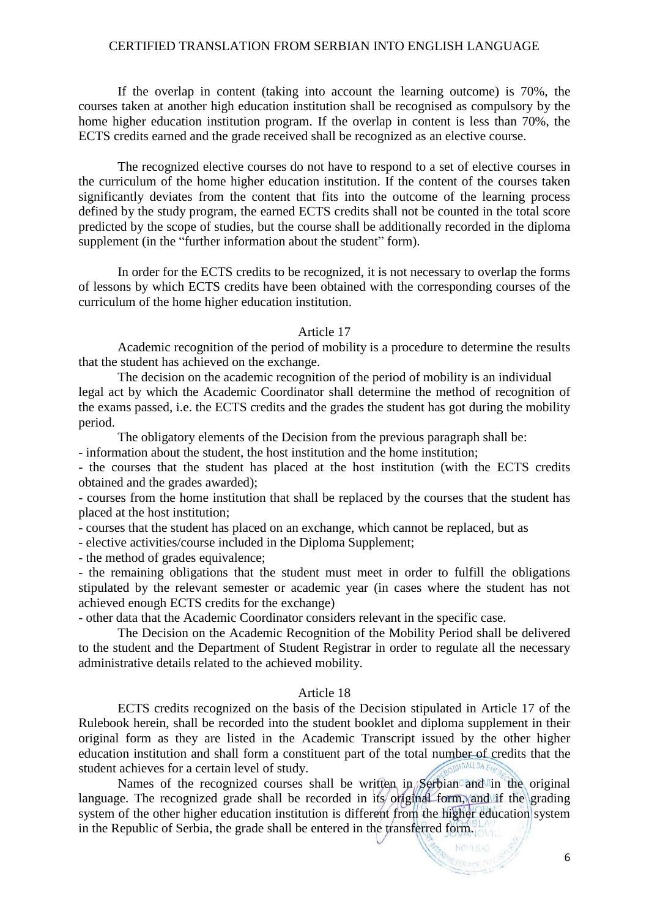If the overlap in content (taking into account the learning outcome) is 70%, the courses taken at another high education institution shall be recognised as compulsory by the home higher education institution program. If the overlap in content is less than 70%, the ECTS credits earned and the grade received shall be recognized as an elective course.

The recognized elective courses do not have to respond to a set of elective courses in the curriculum of the home higher education institution. If the content of the courses taken significantly deviates from the content that fits into the outcome of the learning process defined by the study program, the earned ECTS credits shall not be counted in the total score predicted by the scope of studies, but the course shall be additionally recorded in the diploma supplement (in the "further information about the student" form).

In order for the ECTS credits to be recognized, it is not necessary to overlap the forms of lessons by which ECTS credits have been obtained with the corresponding courses of the curriculum of the home higher education institution.

Article 17

Academic recognition of the period of mobility is a procedure to determine the results that the student has achieved on the exchange.

The decision on the academic recognition of the period of mobility is an individual legal act by which the Academic Coordinator shall determine the method of recognition of the exams passed, i.e. the ECTS credits and the grades the student has got during the mobility period.

The obligatory elements of the Decision from the previous paragraph shall be:

- information about the student, the host institution and the home institution;
- the courses that the student has placed at the host institution (with the ECTS credits obtained and the grades awarded);
- courses from the home institution that shall be replaced by the courses that the student has placed at the host institution;
- courses that the student has placed on an exchange, which cannot be replaced, but as
- elective activities/course included in the Diploma Supplement;
- the method of grades equivalence;
- the remaining obligations that the student must meet in order to fulfill the obligations stipulated by the relevant semester or academic year (in cases where the student has not achieved enough ECTS credits for the exchange)
- other data that the Academic Coordinator considers relevant in the specific case.

The Decision on the Academic Recognition of the Mobility Period shall be delivered to the student and the Department of Student Registrar in order to regulate all the necessary administrative details related to the achieved mobility.

Article 18

ECTS credits recognized on the basis of the Decision stipulated in Article 17 of the Rulebook herein, shall be recorded into the student booklet and diploma supplement in their original form as they are listed in the Academic Transcript issued by the other higher education institution and shall form a constituent part of the total number of credits that the student achieves for a certain level of study.

Names of the recognized courses shall be written in Serbian and in the original language. The recognized grade shall be recorded in its original form, and if the grading system of the other higher education institution is different from the higher education system in the Republic of Serbia, the grade shall be entered in the transferred form.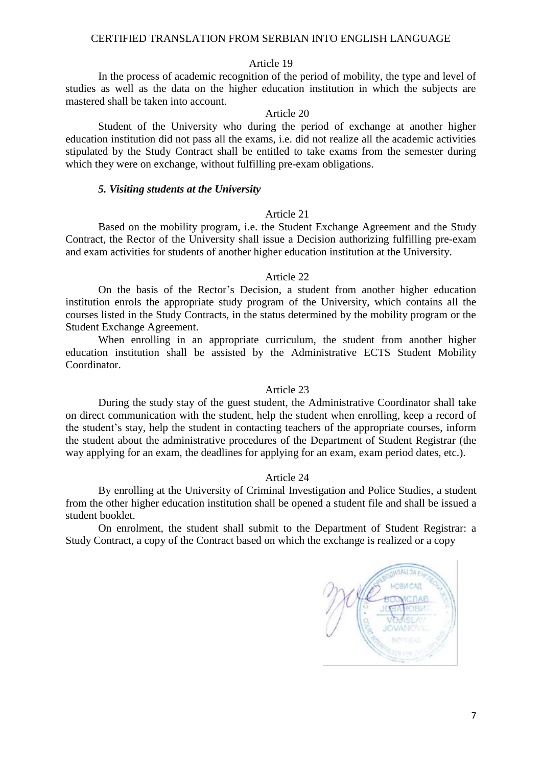### Article 19

In the process of academic recognition of the period of mobility, the type and level of studies as well as the data on the higher education institution in which the subjects are mastered shall be taken into account.

### Article 20

Student of the University who during the period of exchange at another higher education institution did not pass all the exams, i.e. did not realize all the academic activities stipulated by the Study Contract shall be entitled to take exams from the semester during which they were on exchange, without fulfilling pre-exam obligations.

## *5. Visiting students at the University*

### Article 21

Based on the mobility program, i.e. the Student Exchange Agreement and the Study Contract, the Rector of the University shall issue a Decision authorizing fulfilling pre-exam and exam activities for students of another higher education institution at the University.

### Article 22

On the basis of the Rector's Decision, a student from another higher education institution enrols the appropriate study program of the University, which contains all the courses listed in the Study Contracts, in the status determined by the mobility program or the Student Exchange Agreement.

When enrolling in an appropriate curriculum, the student from another higher education institution shall be assisted by the Administrative ECTS Student Mobility Coordinator.

### Article 23

During the study stay of the guest student, the Administrative Coordinator shall take on direct communication with the student, help the student when enrolling, keep a record of the student's stay, help the student in contacting teachers of the appropriate courses, inform the student about the administrative procedures of the Department of Student Registrar (the way applying for an exam, the deadlines for applying for an exam, exam period dates, etc.).

### Article 24

By enrolling at the University of Criminal Investigation and Police Studies, a student from the other higher education institution shall be opened a student file and shall be issued a student booklet.

On enrolment, the student shall submit to the Department of Student Registrar: a Study Contract, a copy of the Contract based on which the exchange is realized or a copy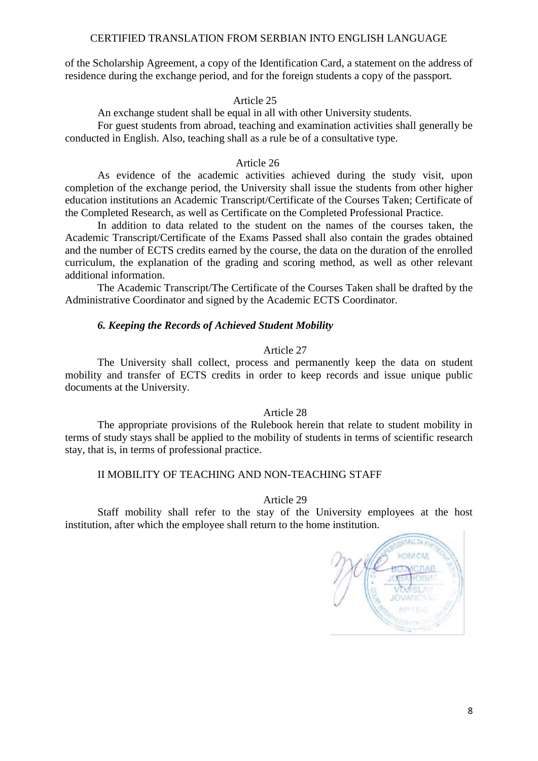of the Scholarship Agreement, a copy of the Identification Card, a statement on the address of residence during the exchange period, and for the foreign students a copy of the passport.

Article 25

An exchange student shall be equal in all with other University students.

For guest students from abroad, teaching and examination activities shall generally be conducted in English. Also, teaching shall as a rule be of a consultative type.

Article 26

As evidence of the academic activities achieved during the study visit, upon completion of the exchange period, the University shall issue the students from other higher education institutions an Academic Transcript/Certificate of the Courses Taken; Certificate of the Completed Research, as well as Certificate on the Completed Professional Practice.

In addition to data related to the student on the names of the courses taken, the Academic Transcript/Certificate of the Exams Passed shall also contain the grades obtained and the number of ECTS credits earned by the course, the data on the duration of the enrolled curriculum, the explanation of the grading and scoring method, as well as other relevant additional information.

The Academic Transcript/The Certificate of the Courses Taken shall be drafted by the Administrative Coordinator and signed by the Academic ECTS Coordinator.

### *6. Keeping the Records of Achieved Student Mobility*

Article 27

The University shall collect, process and permanently keep the data on student mobility and transfer of ECTS credits in order to keep records and issue unique public documents at the University.

Article 28

The appropriate provisions of the Rulebook herein that relate to student mobility in terms of study stays shall be applied to the mobility of students in terms of scientific research stay, that is, in terms of professional practice.

## II MOBILITY OF TEACHING AND NON-TEACHING STAFF

Article 29

Staff mobility shall refer to the stay of the University employees at the host institution, after which the employee shall return to the home institution.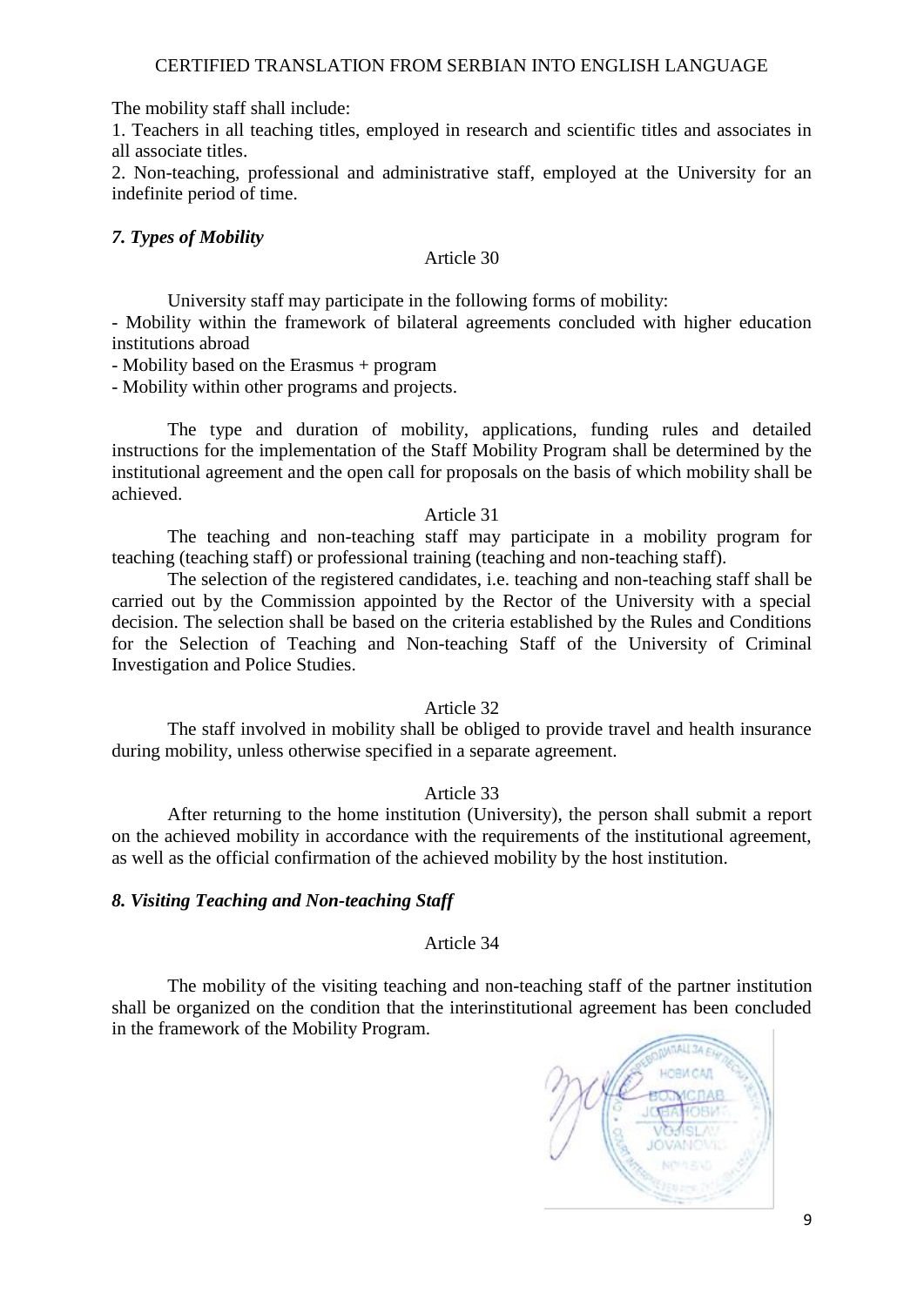The mobility staff shall include:

1. Teachers in all teaching titles, employed in research and scientific titles and associates in all associate titles.
2. Non-teaching, professional and administrative staff, employed at the University for an indefinite period of time.

### *7. Types of Mobility*

Article 30

University staff may participate in the following forms of mobility:

- Mobility within the framework of bilateral agreements concluded with higher education institutions abroad
- Mobility based on the Erasmus + program
- Mobility within other programs and projects.

The type and duration of mobility, applications, funding rules and detailed instructions for the implementation of the Staff Mobility Program shall be determined by the institutional agreement and the open call for proposals on the basis of which mobility shall be achieved.

Article 31

The teaching and non-teaching staff may participate in a mobility program for teaching (teaching staff) or professional training (teaching and non-teaching staff).

The selection of the registered candidates, i.e. teaching and non-teaching staff shall be carried out by the Commission appointed by the Rector of the University with a special decision. The selection shall be based on the criteria established by the Rules and Conditions for the Selection of Teaching and Non-teaching Staff of the University of Criminal Investigation and Police Studies.

Article 32

The staff involved in mobility shall be obliged to provide travel and health insurance during mobility, unless otherwise specified in a separate agreement.

Article 33

After returning to the home institution (University), the person shall submit a report on the achieved mobility in accordance with the requirements of the institutional agreement, as well as the official confirmation of the achieved mobility by the host institution.

### *8. Visiting Teaching and Non-teaching Staff*

Article 34

The mobility of the visiting teaching and non-teaching staff of the partner institution shall be organized on the condition that the interinstitutional agreement has been concluded in the framework of the Mobility Program.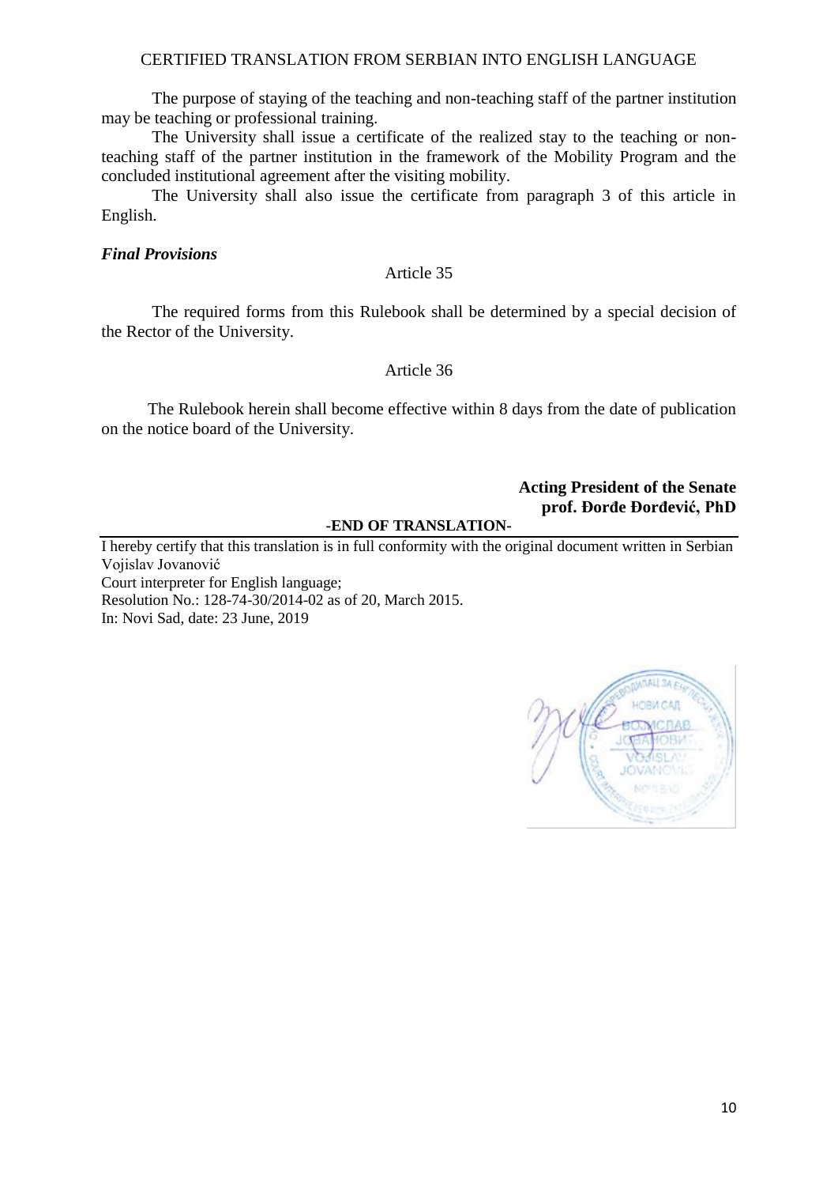CERTIFIED TRANSLATION FROM SERBIAN INTO ENGLISH LANGUAGE

The purpose of staying of the teaching and non-teaching staff of the partner institution may be teaching or professional training.

The University shall issue a certificate of the realized stay to the teaching or non-teaching staff of the partner institution in the framework of the Mobility Program and the concluded institutional agreement after the visiting mobility.

The University shall also issue the certificate from paragraph 3 of this article in English.

***Final Provisions***

Article 35

The required forms from this Rulebook shall be determined by a special decision of the Rector of the University.

Article 36

The Rulebook herein shall become effective within 8 days from the date of publication on the notice board of the University.

**Acting President of the Senate**
**prof. Đorđe Đorđević, PhD**

**-END OF TRANSLATION-**

I hereby certify that this translation is in full conformity with the original document written in Serbian
Vojislav Jovanović
Court interpreter for English language;
Resolution No.: 128-74-30/2014-02 as of 20, March 2015.
In: Novi Sad, date: 23 June, 2019